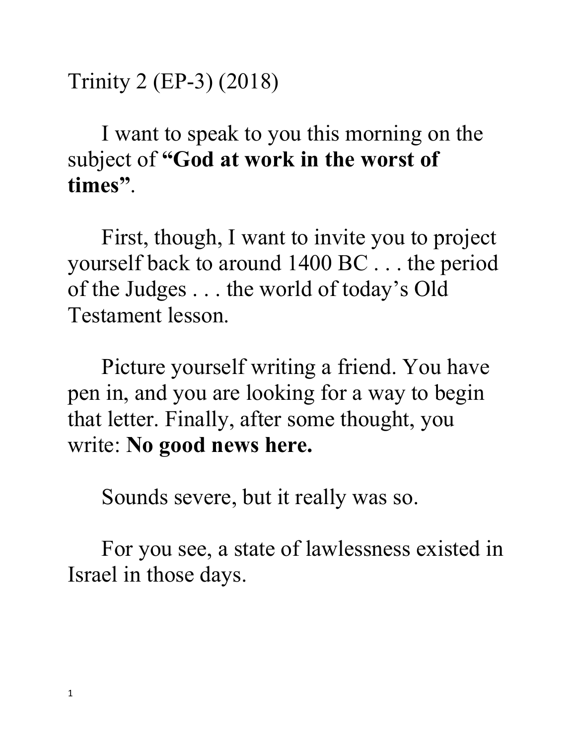Trinity 2 (EP-3) (2018)

I want to speak to you this morning on the subject of **"God at work in the worst of times"**.

First, though, I want to invite you to project yourself back to around 1400 BC . . . the period of the Judges . . . the world of today's Old Testament lesson.

Picture yourself writing a friend. You have pen in, and you are looking for a way to begin that letter. Finally, after some thought, you write: **No good news here.**

Sounds severe, but it really was so.

For you see, a state of lawlessness existed in Israel in those days.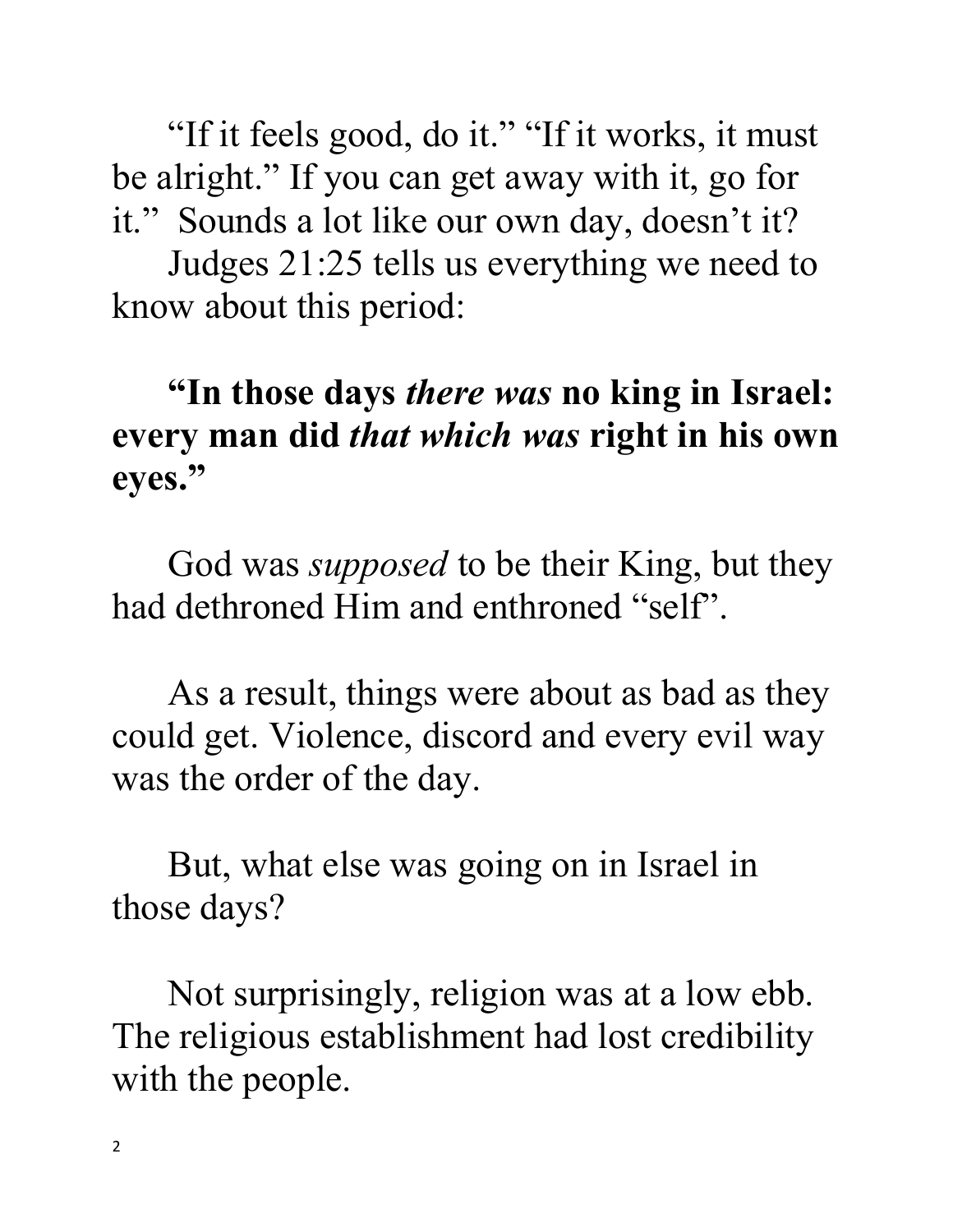"If it feels good, do it." "If it works, it must be alright." If you can get away with it, go for it." Sounds a lot like our own day, doesn't it?

Judges 21:25 tells us everything we need to know about this period:

**"In those days *there was* no king in Israel: every man did *that which was* right in his own eyes."**

God was *supposed* to be their King, but they had dethroned Him and enthroned "self".

As a result, things were about as bad as they could get. Violence, discord and every evil way was the order of the day.

But, what else was going on in Israel in those days?

Not surprisingly, religion was at a low ebb. The religious establishment had lost credibility with the people.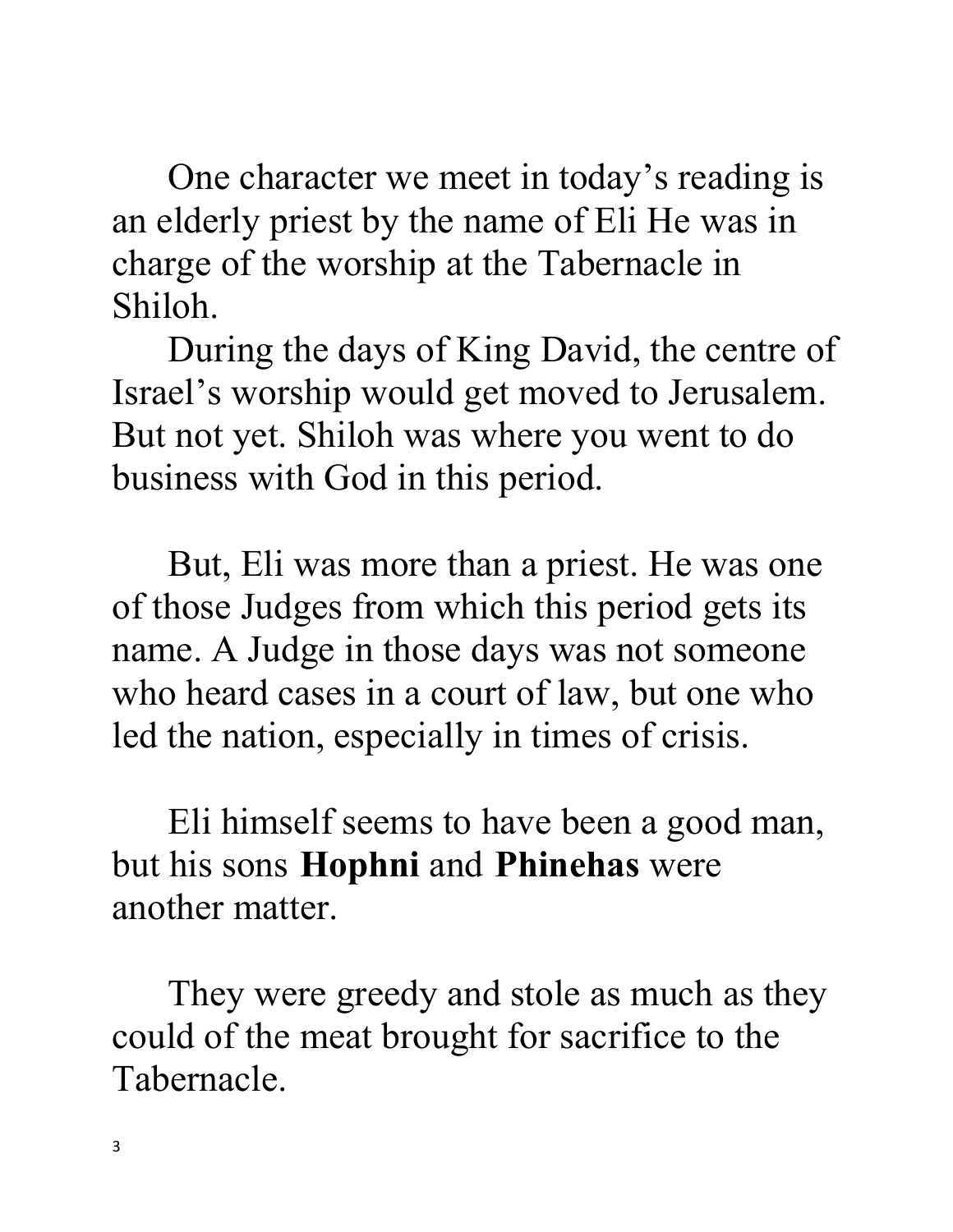One character we meet in today's reading is an elderly priest by the name of Eli He was in charge of the worship at the Tabernacle in Shiloh.

During the days of King David, the centre of Israel's worship would get moved to Jerusalem. But not yet. Shiloh was where you went to do business with God in this period.

But, Eli was more than a priest. He was one of those Judges from which this period gets its name. A Judge in those days was not someone who heard cases in a court of law, but one who led the nation, especially in times of crisis.

Eli himself seems to have been a good man, but his sons **Hophni** and **Phinehas** were another matter.

They were greedy and stole as much as they could of the meat brought for sacrifice to the Tabernacle.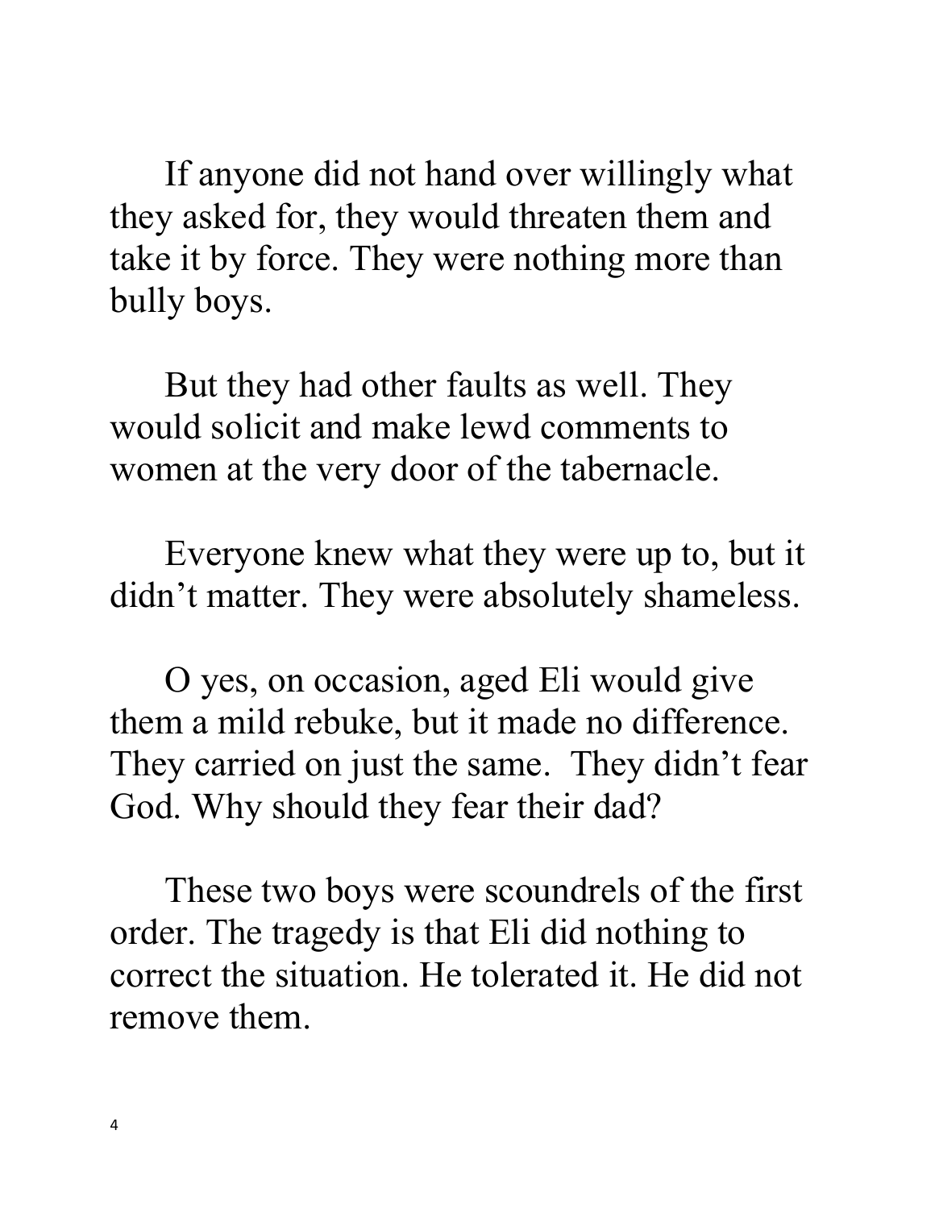If anyone did not hand over willingly what they asked for, they would threaten them and take it by force. They were nothing more than bully boys.

But they had other faults as well. They would solicit and make lewd comments to women at the very door of the tabernacle.

Everyone knew what they were up to, but it didn't matter. They were absolutely shameless.

O yes, on occasion, aged Eli would give them a mild rebuke, but it made no difference. They carried on just the same.  They didn't fear God. Why should they fear their dad?

These two boys were scoundrels of the first order. The tragedy is that Eli did nothing to correct the situation. He tolerated it. He did not remove them.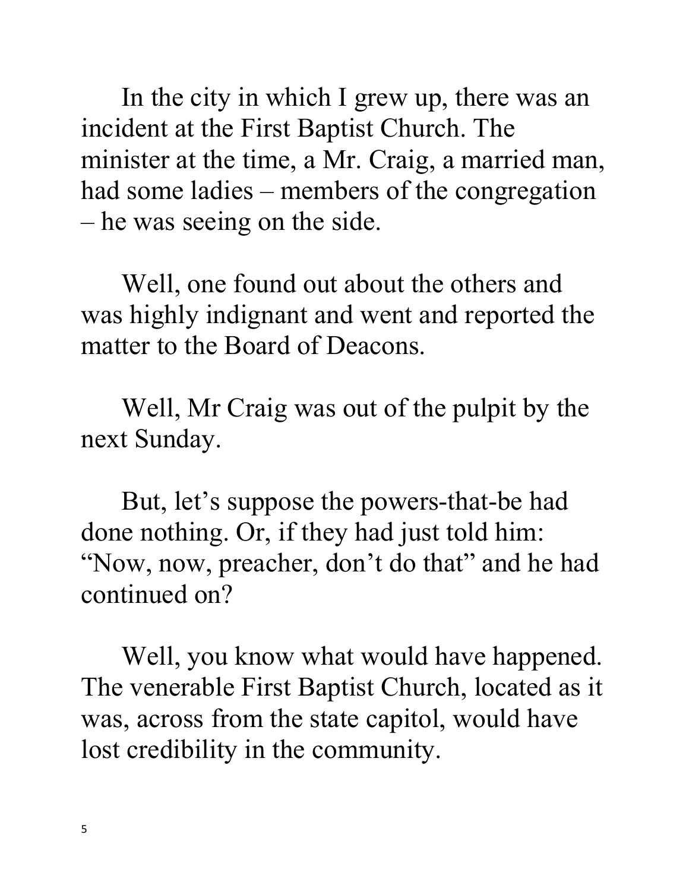In the city in which I grew up, there was an incident at the First Baptist Church. The minister at the time, a Mr. Craig, a married man, had some ladies – members of the congregation – he was seeing on the side.

Well, one found out about the others and was highly indignant and went and reported the matter to the Board of Deacons.

Well, Mr Craig was out of the pulpit by the next Sunday.

But, let's suppose the powers-that-be had done nothing. Or, if they had just told him: "Now, now, preacher, don't do that" and he had continued on?

Well, you know what would have happened. The venerable First Baptist Church, located as it was, across from the state capitol, would have lost credibility in the community.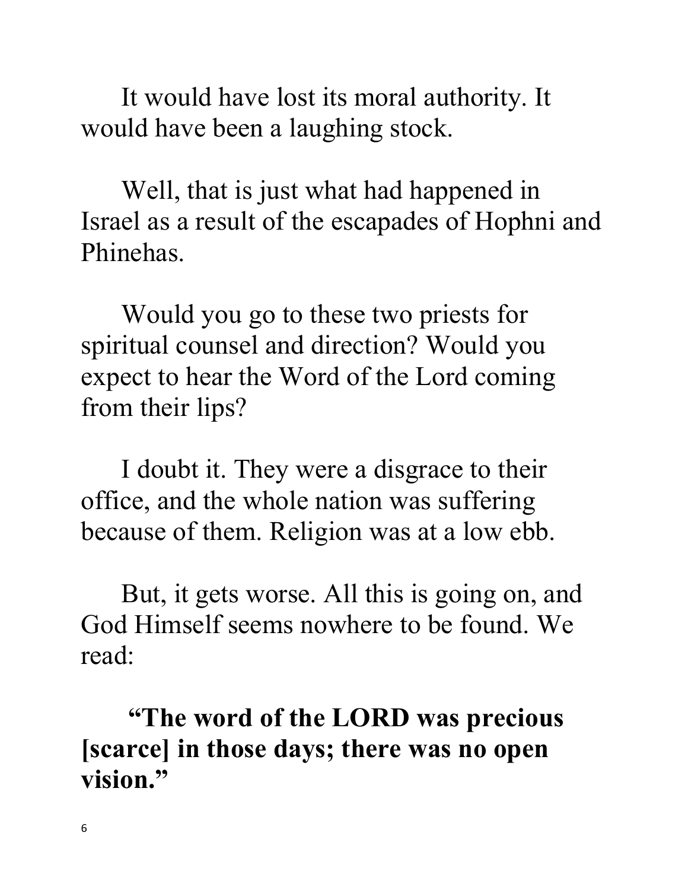It would have lost its moral authority. It would have been a laughing stock.

Well, that is just what had happened in Israel as a result of the escapades of Hophni and Phinehas.

Would you go to these two priests for spiritual counsel and direction? Would you expect to hear the Word of the Lord coming from their lips?

I doubt it. They were a disgrace to their office, and the whole nation was suffering because of them. Religion was at a low ebb.

But, it gets worse. All this is going on, and God Himself seems nowhere to be found. We read:

**"The word of the LORD was precious [scarce] in those days; there was no open vision."**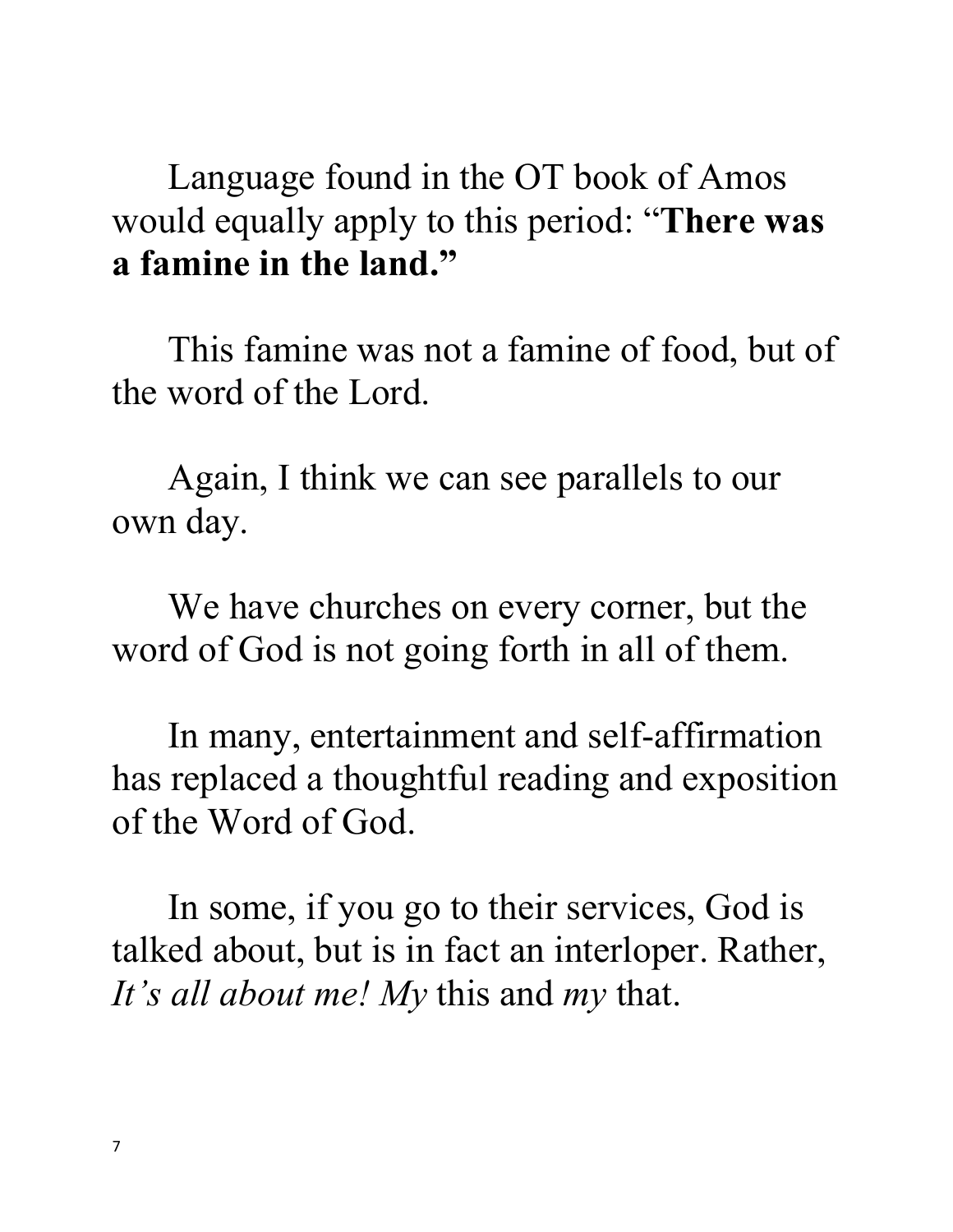Language found in the OT book of Amos would equally apply to this period: "**There was a famine in the land.**"

This famine was not a famine of food, but of the word of the Lord.

Again, I think we can see parallels to our own day.

We have churches on every corner, but the word of God is not going forth in all of them.

In many, entertainment and self-affirmation has replaced a thoughtful reading and exposition of the Word of God.

In some, if you go to their services, God is talked about, but is in fact an interloper. Rather, *It's all about me! My* this and *my* that.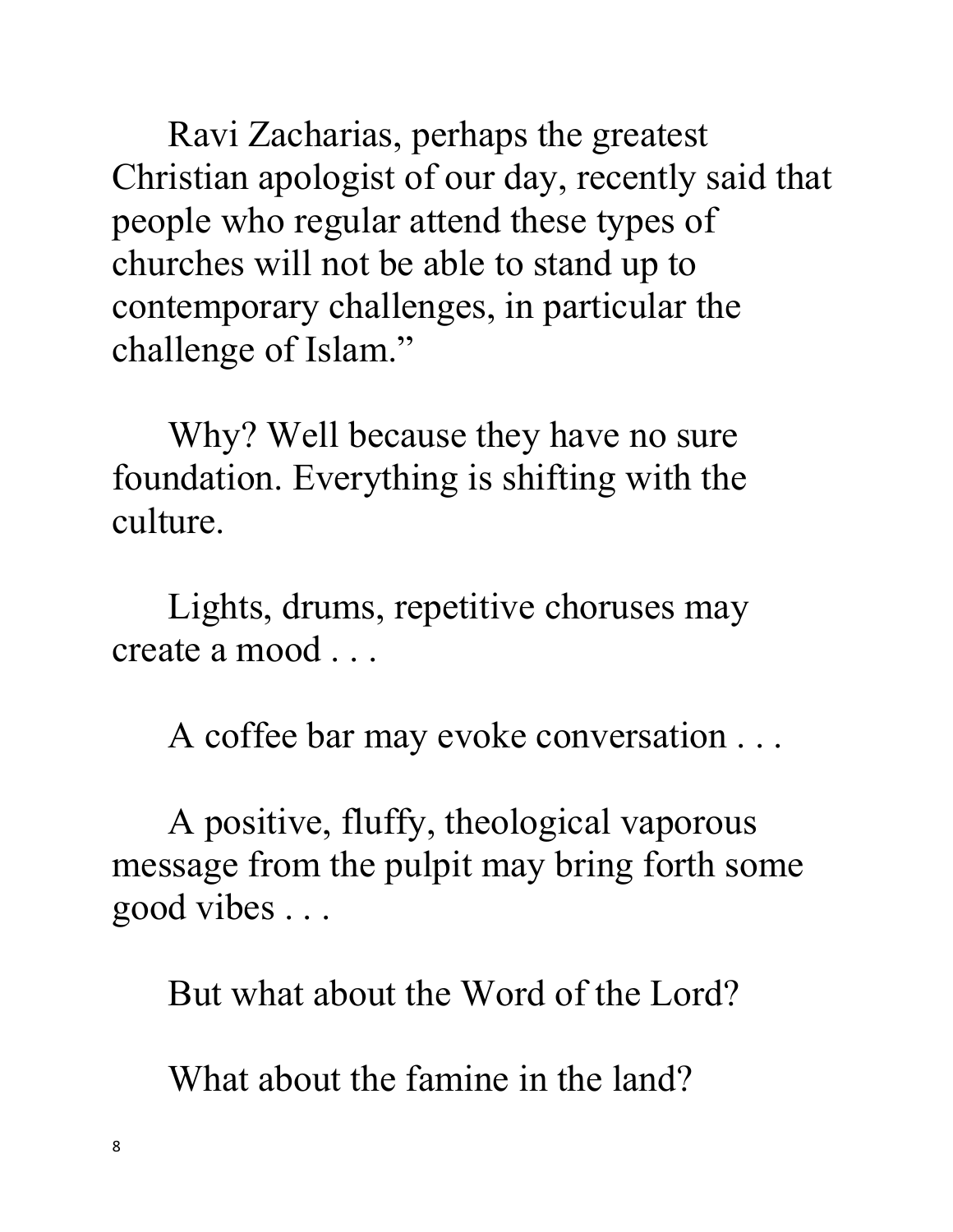Ravi Zacharias, perhaps the greatest Christian apologist of our day, recently said that people who regular attend these types of churches will not be able to stand up to contemporary challenges, in particular the challenge of Islam."

Why? Well because they have no sure foundation. Everything is shifting with the culture.

Lights, drums, repetitive choruses may create a mood . . .

A coffee bar may evoke conversation . . .

A positive, fluffy, theological vaporous message from the pulpit may bring forth some good vibes . . .

But what about the Word of the Lord?

What about the famine in the land?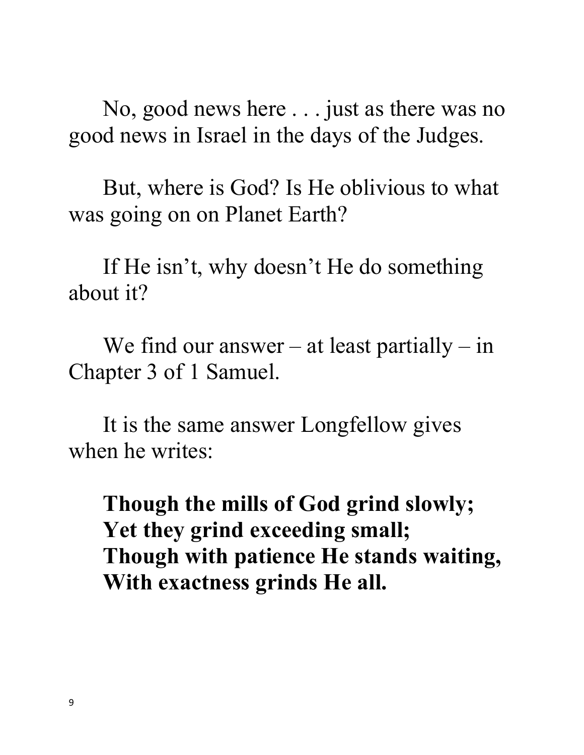No, good news here . . . just as there was no good news in Israel in the days of the Judges.

But, where is God? Is He oblivious to what was going on on Planet Earth?

If He isn't, why doesn't He do something about it?

We find our answer – at least partially – in Chapter 3 of 1 Samuel.

It is the same answer Longfellow gives when he writes:

> **Though the mills of God grind slowly;**
> **Yet they grind exceeding small;**
> **Though with patience He stands waiting,**
> **With exactness grinds He all.**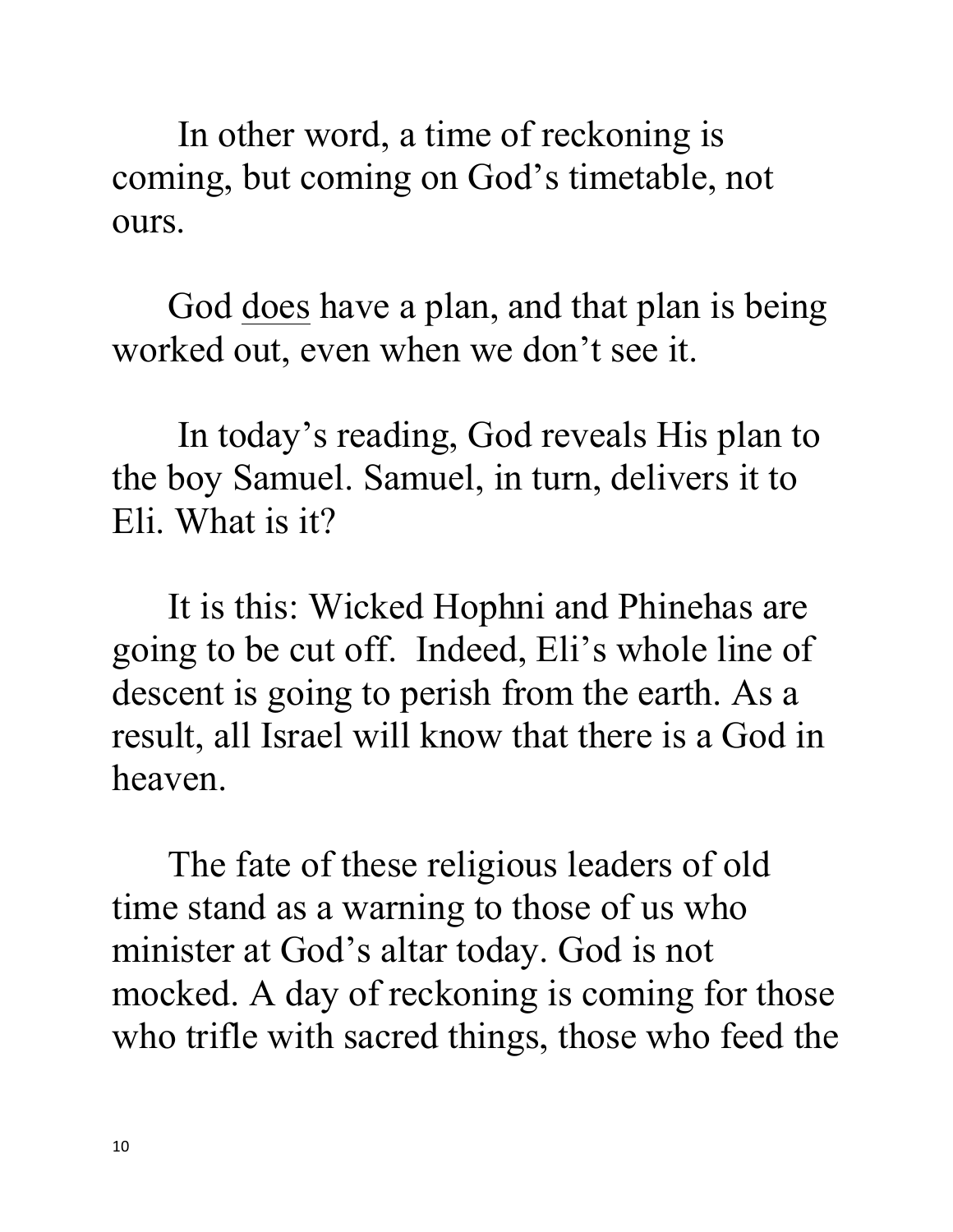In other word, a time of reckoning is coming, but coming on God's timetable, not ours.

God <u>does</u> have a plan, and that plan is being worked out, even when we don't see it.

In today's reading, God reveals His plan to the boy Samuel. Samuel, in turn, delivers it to Eli. What is it?

It is this: Wicked Hophni and Phinehas are going to be cut off. Indeed, Eli's whole line of descent is going to perish from the earth. As a result, all Israel will know that there is a God in heaven.

The fate of these religious leaders of old time stand as a warning to those of us who minister at God's altar today. God is not mocked. A day of reckoning is coming for those who trifle with sacred things, those who feed the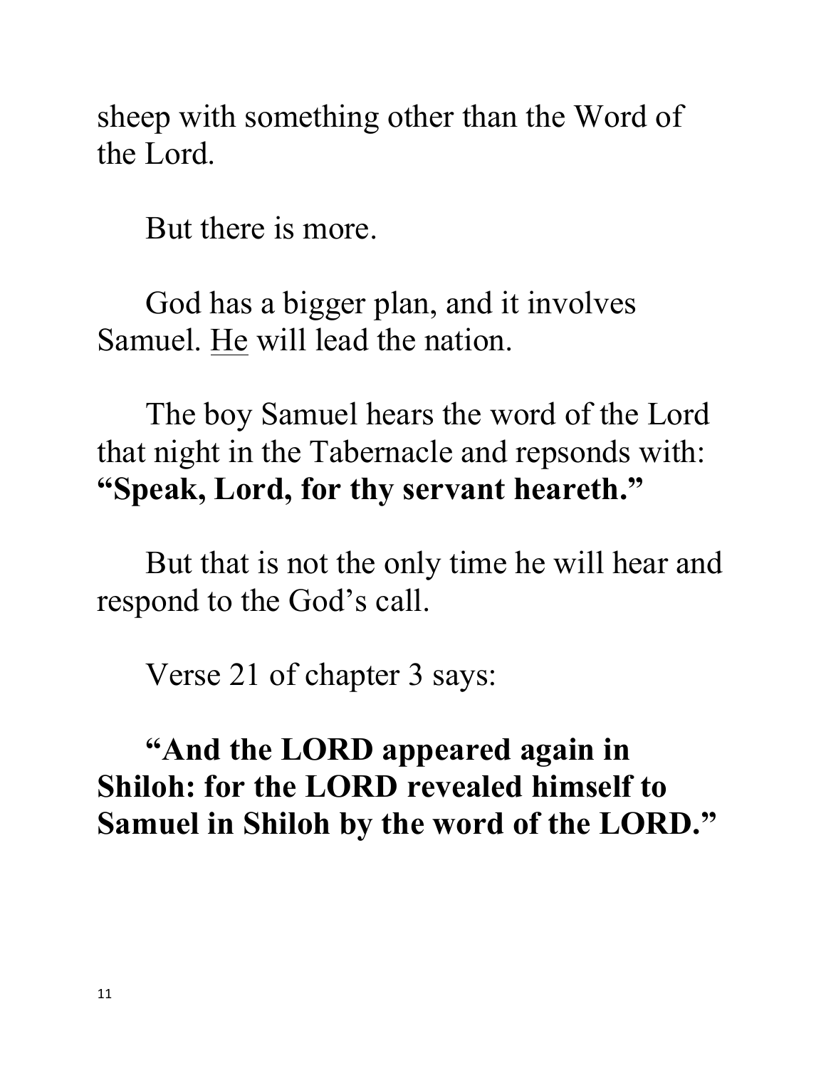sheep with something other than the Word of the Lord.

But there is more.

God has a bigger plan, and it involves Samuel. <u>He</u> will lead the nation.

The boy Samuel hears the word of the Lord that night in the Tabernacle and repsonds with: **"Speak, Lord, for thy servant heareth."**

But that is not the only time he will hear and respond to the God's call.

Verse 21 of chapter 3 says:

**"And the LORD appeared again in Shiloh: for the LORD revealed himself to Samuel in Shiloh by the word of the LORD."**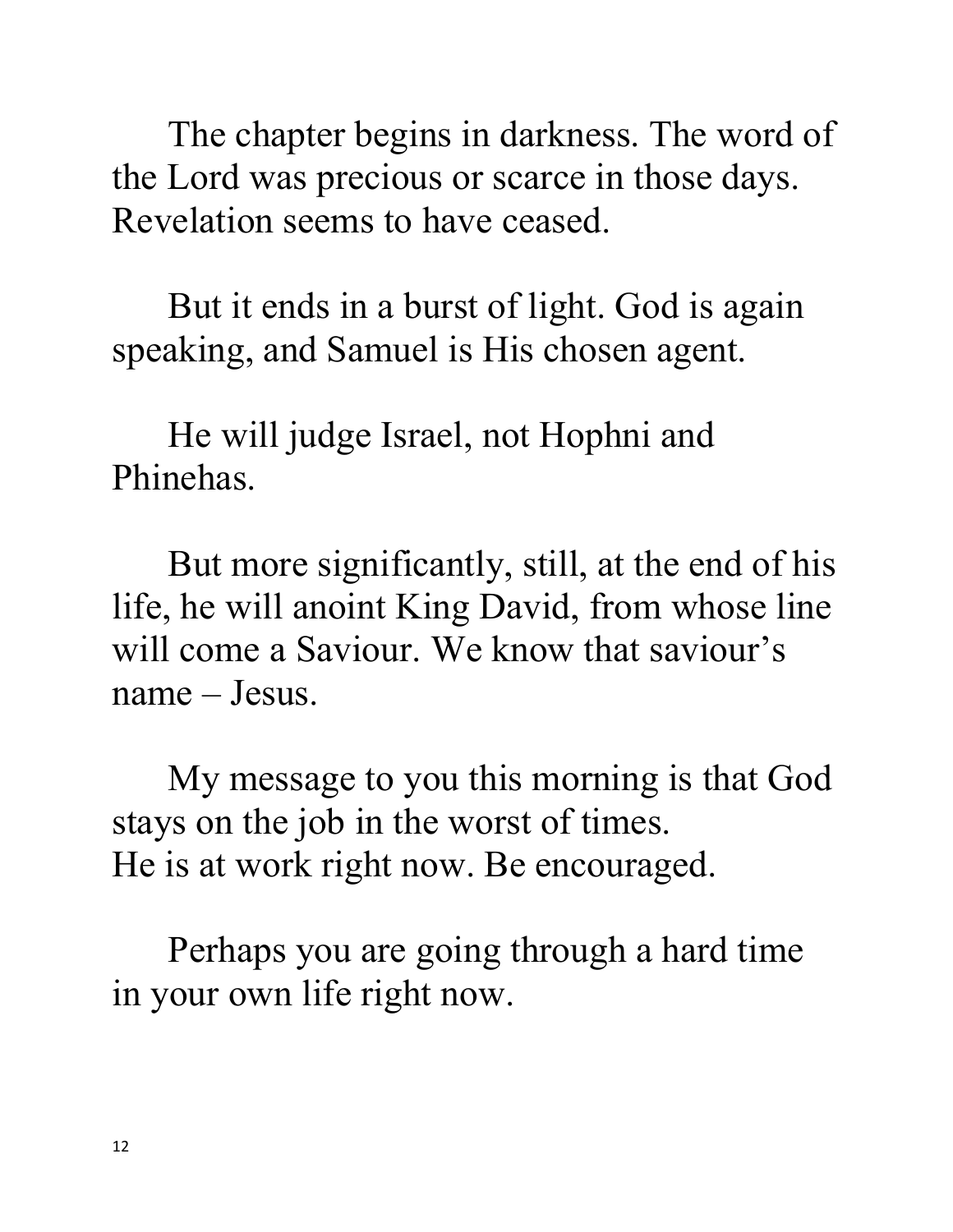The chapter begins in darkness. The word of the Lord was precious or scarce in those days. Revelation seems to have ceased.

But it ends in a burst of light. God is again speaking, and Samuel is His chosen agent.

He will judge Israel, not Hophni and Phinehas.

But more significantly, still, at the end of his life, he will anoint King David, from whose line will come a Saviour. We know that saviour's name – Jesus.

My message to you this morning is that God stays on the job in the worst of times.
He is at work right now. Be encouraged.

Perhaps you are going through a hard time in your own life right now.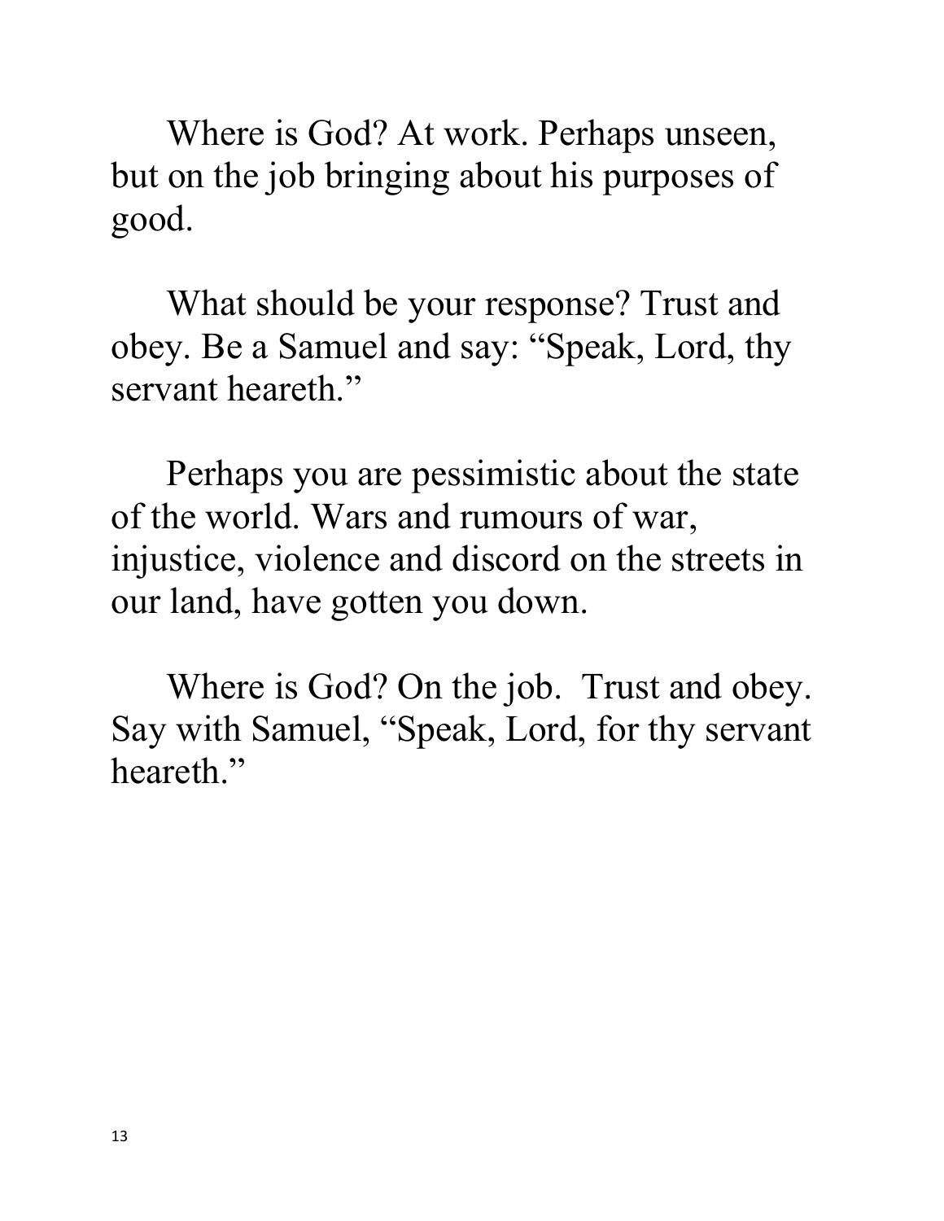Where is God? At work. Perhaps unseen, but on the job bringing about his purposes of good.

What should be your response? Trust and obey. Be a Samuel and say: “Speak, Lord, thy servant heareth.”

Perhaps you are pessimistic about the state of the world. Wars and rumours of war, injustice, violence and discord on the streets in our land, have gotten you down.

Where is God? On the job. Trust and obey. Say with Samuel, “Speak, Lord, for thy servant heareth.”